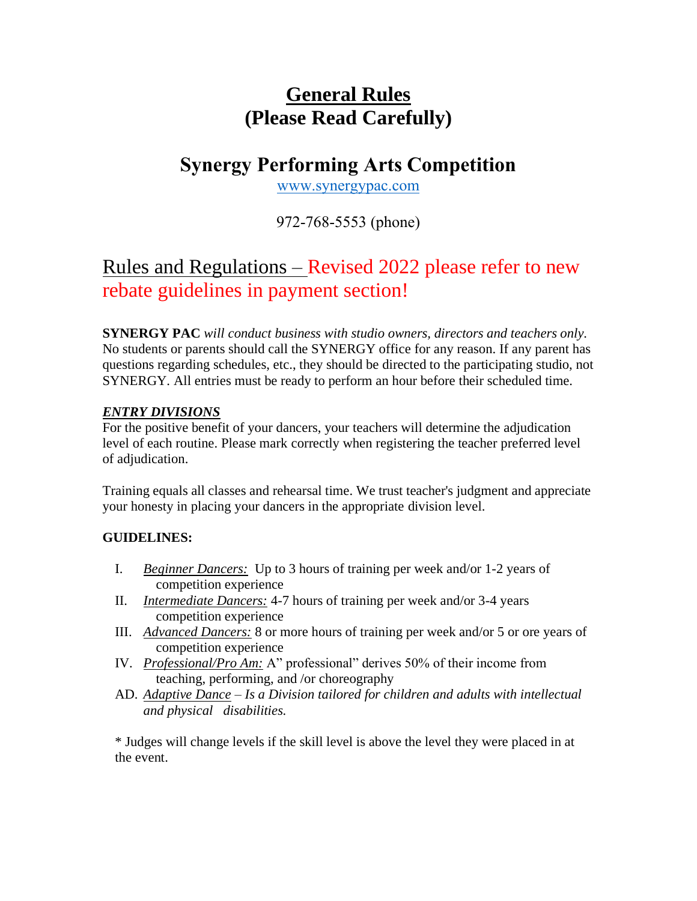# General Rules
# (Please Read Carefully)

## Synergy Performing Arts Competition

www.synergypac.com

972-768-5553 (phone)

## Rules and Regulations – Revised 2022 please refer to new rebate guidelines in payment section!

**SYNERGY PAC** *will conduct business with studio owners, directors and teachers only.* No students or parents should call the SYNERGY office for any reason. If any parent has questions regarding schedules, etc., they should be directed to the participating studio, not SYNERGY. All entries must be ready to perform an hour before their scheduled time.

### ***ENTRY DIVISIONS***

For the positive benefit of your dancers, your teachers will determine the adjudication level of each routine. Please mark correctly when registering the teacher preferred level of adjudication.

Training equals all classes and rehearsal time. We trust teacher's judgment and appreciate your honesty in placing your dancers in the appropriate division level.

**GUIDELINES:**

I. *Beginner Dancers:* Up to 3 hours of training per week and/or 1-2 years of competition experience

II. *Intermediate Dancers:* 4-7 hours of training per week and/or 3-4 years competition experience

III. *Advanced Dancers:* 8 or more hours of training per week and/or 5 or ore years of competition experience

IV. *Professional/Pro Am:* A" professional" derives 50% of their income from teaching, performing, and /or choreography

AD. *Adaptive Dance – Is a Division tailored for children and adults with intellectual and physical disabilities.*

\* Judges will change levels if the skill level is above the level they were placed in at the event.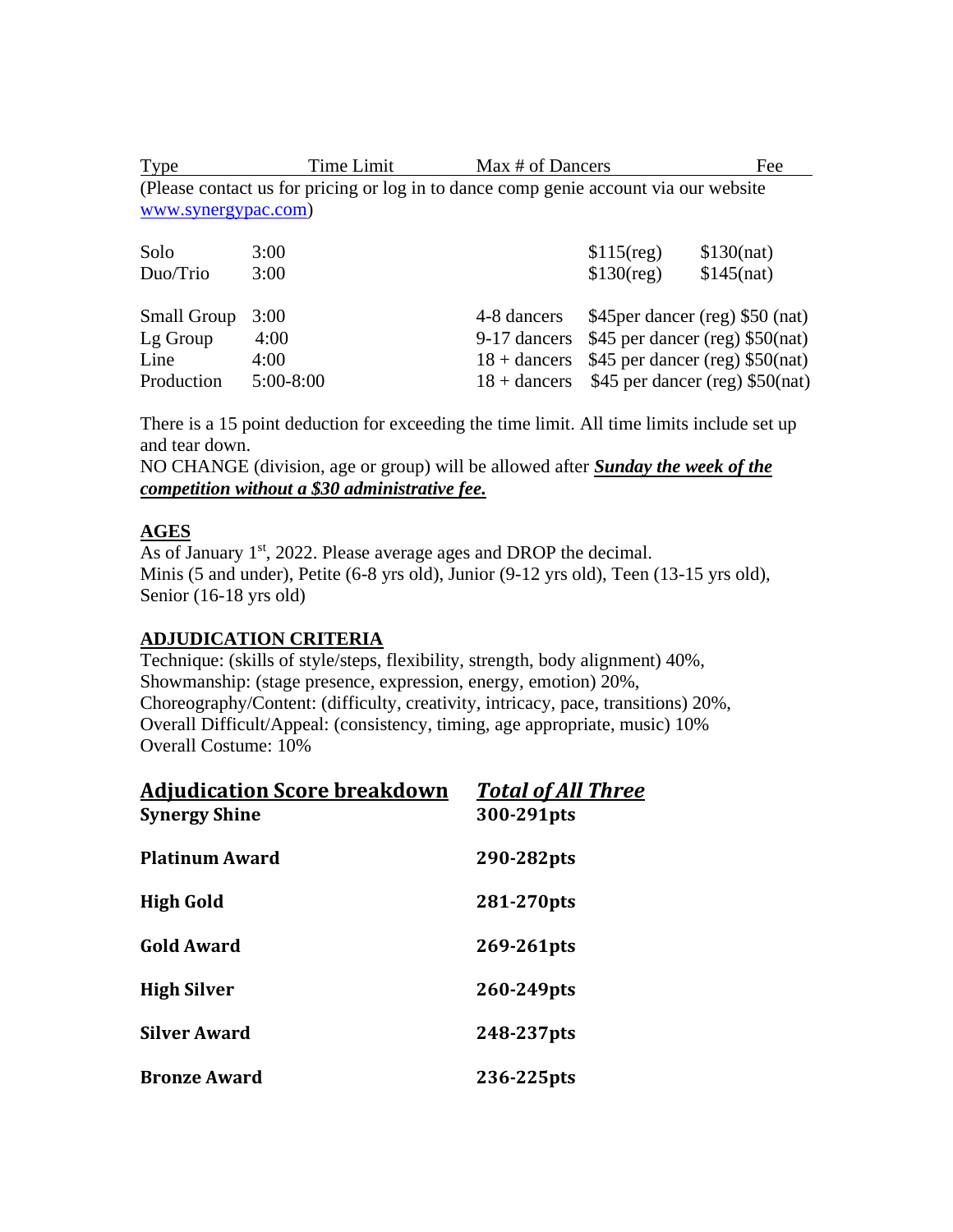| Type | Time Limit | Max # of Dancers | Fee | |
|---|---|---|---|---|
| (Please contact us for pricing or log in to dance comp genie account via our website [www.synergypac.com](http://www.synergypac.com)) | | | | |
| Solo | 3:00 | | $115(reg) | $130(nat) |
| Duo/Trio | 3:00 | | $130(reg) | $145(nat) |
| Small Group | 3:00 | 4-8 dancers | $45per dancer (reg) $50 (nat) | |
| Lg Group | 4:00 | 9-17 dancers | $45 per dancer (reg) $50(nat) | |
| Line | 4:00 | 18 + dancers | $45 per dancer (reg) $50(nat) | |
| Production | 5:00-8:00 | 18 + dancers | $45 per dancer (reg) $50(nat) | |

There is a 15 point deduction for exceeding the time limit. All time limits include set up and tear down.

NO CHANGE (division, age or group) will be allowed after ***Sunday the week of the competition without a $30 administrative fee.***

## AGES

As of January 1st, 2022. Please average ages and DROP the decimal.

Minis (5 and under), Petite (6-8 yrs old), Junior (9-12 yrs old), Teen (13-15 yrs old), Senior (16-18 yrs old)

## ADJUDICATION CRITERIA

Technique: (skills of style/steps, flexibility, strength, body alignment) 40%,
Showmanship: (stage presence, expression, energy, emotion) 20%,
Choreography/Content: (difficulty, creativity, intricacy, pace, transitions) 20%,
Overall Difficult/Appeal: (consistency, timing, age appropriate, music) 10%
Overall Costume: 10%

| Adjudication Score breakdown | *Total of All Three* |
|---|---|
| **Synergy Shine** | **300-291pts** |
| **Platinum Award** | **290-282pts** |
| **High Gold** | **281-270pts** |
| **Gold Award** | **269-261pts** |
| **High Silver** | **260-249pts** |
| **Silver Award** | **248-237pts** |
| **Bronze Award** | **236-225pts** |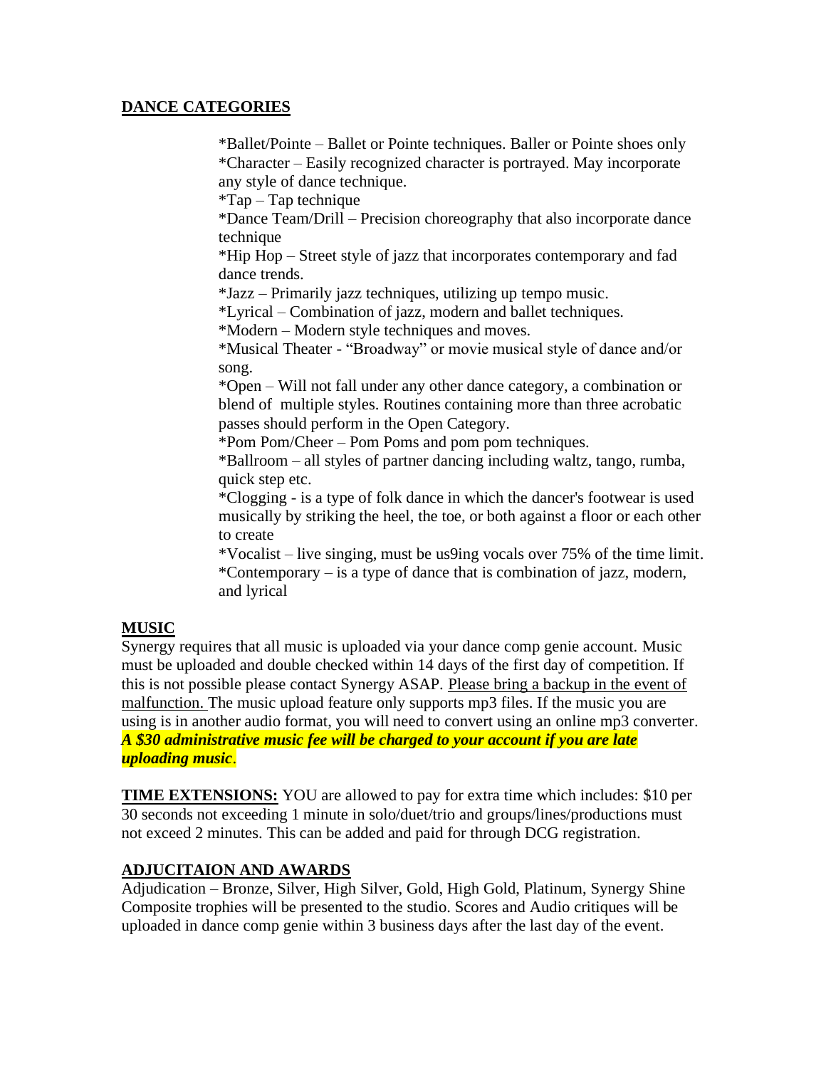## DANCE CATEGORIES

*Ballet/Pointe – Ballet or Pointe techniques. Baller or Pointe shoes only
*Character – Easily recognized character is portrayed. May incorporate any style of dance technique.
*Tap – Tap technique
*Dance Team/Drill – Precision choreography that also incorporate dance technique
*Hip Hop – Street style of jazz that incorporates contemporary and fad dance trends.
*Jazz – Primarily jazz techniques, utilizing up tempo music.
*Lyrical – Combination of jazz, modern and ballet techniques.
*Modern – Modern style techniques and moves.
*Musical Theater - "Broadway" or movie musical style of dance and/or song.
*Open – Will not fall under any other dance category, a combination or blend of multiple styles. Routines containing more than three acrobatic passes should perform in the Open Category.
*Pom Pom/Cheer – Pom Poms and pom pom techniques.
*Ballroom – all styles of partner dancing including waltz, tango, rumba, quick step etc.
*Clogging - is a type of folk dance in which the dancer's footwear is used musically by striking the heel, the toe, or both against a floor or each other to create
*Vocalist – live singing, must be us9ing vocals over 75% of the time limit.
*Contemporary – is a type of dance that is combination of jazz, modern, and lyrical

## MUSIC

Synergy requires that all music is uploaded via your dance comp genie account. Music must be uploaded and double checked within 14 days of the first day of competition. If this is not possible please contact Synergy ASAP. Please bring a backup in the event of malfunction. The music upload feature only supports mp3 files. If the music you are using is in another audio format, you will need to convert using an online mp3 converter. ***A $30 administrative music fee will be charged to your account if you are late uploading music***.

**TIME EXTENSIONS:** YOU are allowed to pay for extra time which includes: $10 per 30 seconds not exceeding 1 minute in solo/duet/trio and groups/lines/productions must not exceed 2 minutes. This can be added and paid for through DCG registration.

## ADJUCITAION AND AWARDS

Adjudication – Bronze, Silver, High Silver, Gold, High Gold, Platinum, Synergy Shine Composite trophies will be presented to the studio. Scores and Audio critiques will be uploaded in dance comp genie within 3 business days after the last day of the event.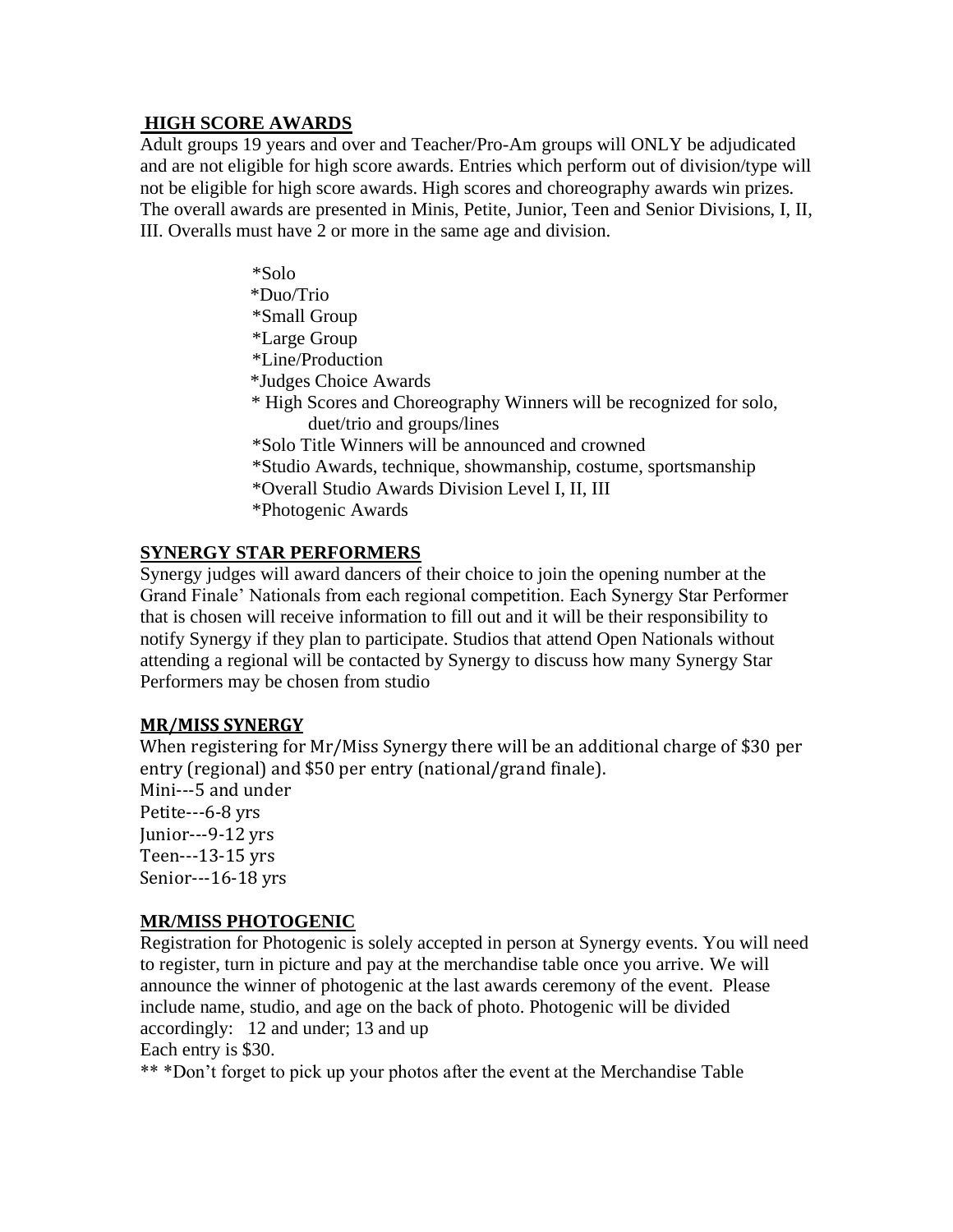## HIGH SCORE AWARDS

Adult groups 19 years and over and Teacher/Pro-Am groups will ONLY be adjudicated and are not eligible for high score awards. Entries which perform out of division/type will not be eligible for high score awards. High scores and choreography awards win prizes. The overall awards are presented in Minis, Petite, Junior, Teen and Senior Divisions, I, II, III. Overalls must have 2 or more in the same age and division.

- *Solo
- *Duo/Trio
- *Small Group
- *Large Group
- *Line/Production
- *Judges Choice Awards
- * High Scores and Choreography Winners will be recognized for solo, duet/trio and groups/lines
- *Solo Title Winners will be announced and crowned
- *Studio Awards, technique, showmanship, costume, sportsmanship
- *Overall Studio Awards Division Level I, II, III
- *Photogenic Awards

## SYNERGY STAR PERFORMERS

Synergy judges will award dancers of their choice to join the opening number at the Grand Finale' Nationals from each regional competition. Each Synergy Star Performer that is chosen will receive information to fill out and it will be their responsibility to notify Synergy if they plan to participate. Studios that attend Open Nationals without attending a regional will be contacted by Synergy to discuss how many Synergy Star Performers may be chosen from studio

## MR/MISS SYNERGY

When registering for Mr/Miss Synergy there will be an additional charge of $30 per entry (regional) and $50 per entry (national/grand finale).

Mini---5 and under
Petite---6-8 yrs
Junior---9-12 yrs
Teen---13-15 yrs
Senior---16-18 yrs

## MR/MISS PHOTOGENIC

Registration for Photogenic is solely accepted in person at Synergy events. You will need to register, turn in picture and pay at the merchandise table once you arrive. We will announce the winner of photogenic at the last awards ceremony of the event. Please include name, studio, and age on the back of photo. Photogenic will be divided accordingly: 12 and under; 13 and up

Each entry is $30.

** *Don't forget to pick up your photos after the event at the Merchandise Table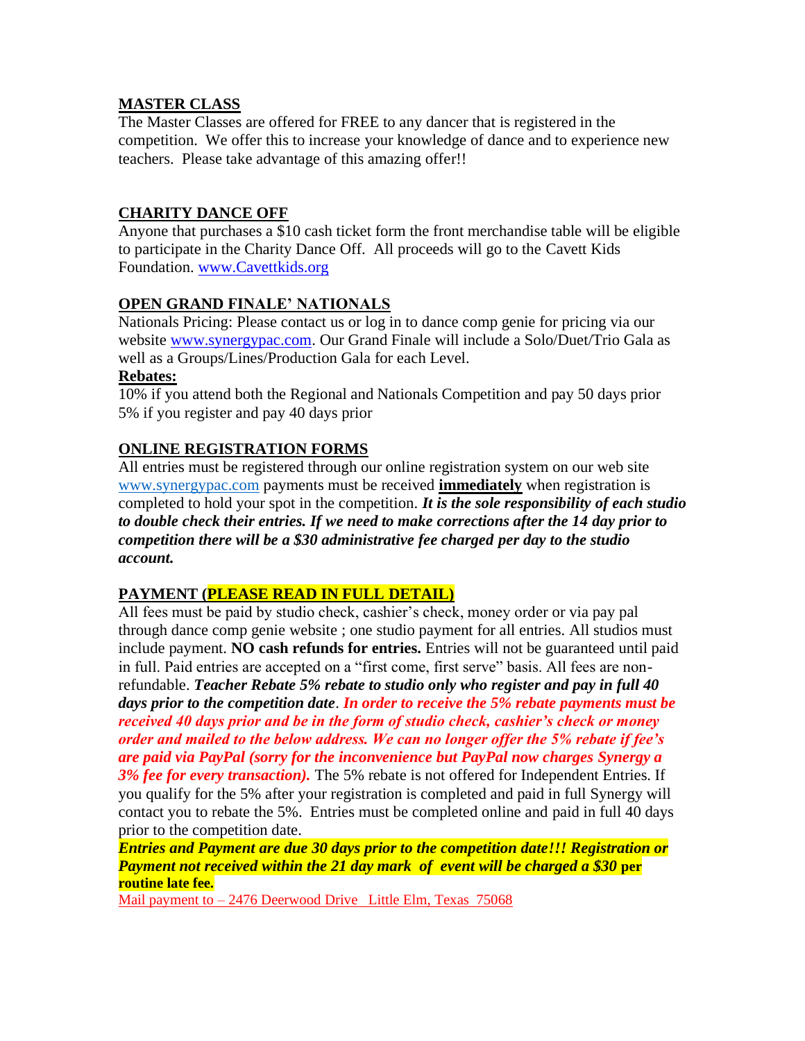## MASTER CLASS

The Master Classes are offered for FREE to any dancer that is registered in the competition. We offer this to increase your knowledge of dance and to experience new teachers. Please take advantage of this amazing offer!!

## CHARITY DANCE OFF

Anyone that purchases a $10 cash ticket form the front merchandise table will be eligible to participate in the Charity Dance Off. All proceeds will go to the Cavett Kids Foundation. www.Cavettkids.org

## OPEN GRAND FINALE' NATIONALS

Nationals Pricing: Please contact us or log in to dance comp genie for pricing via our website www.synergypac.com. Our Grand Finale will include a Solo/Duet/Trio Gala as well as a Groups/Lines/Production Gala for each Level.

**Rebates:**

10% if you attend both the Regional and Nationals Competition and pay 50 days prior
5% if you register and pay 40 days prior

## ONLINE REGISTRATION FORMS

All entries must be registered through our online registration system on our web site www.synergypac.com payments must be received **immediately** when registration is completed to hold your spot in the competition. ***It is the sole responsibility of each studio to double check their entries. If we need to make corrections after the 14 day prior to competition there will be a $30 administrative fee charged per day to the studio account.***

## PAYMENT (PLEASE READ IN FULL DETAIL)

All fees must be paid by studio check, cashier's check, money order or via pay pal through dance comp genie website ; one studio payment for all entries. All studios must include payment. **NO cash refunds for entries.** Entries will not be guaranteed until paid in full. Paid entries are accepted on a "first come, first serve" basis. All fees are non-refundable. ***Teacher Rebate 5% rebate to studio only who register and pay in full 40 days prior to the competition date***. ***In order to receive the 5% rebate payments must be received 40 days prior and be in the form of studio check, cashier's check or money order and mailed to the below address. We can no longer offer the 5% rebate if fee's are paid via PayPal (sorry for the inconvenience but PayPal now charges Synergy a 3% fee for every transaction).*** The 5% rebate is not offered for Independent Entries. If you qualify for the 5% after your registration is completed and paid in full Synergy will contact you to rebate the 5%. Entries must be completed online and paid in full 40 days prior to the competition date.

***Entries and Payment are due 30 days prior to the competition date!!! Registration or Payment not received within the 21 day mark of event will be charged a $30* per routine late fee.**

Mail payment to – 2476 Deerwood Drive Little Elm, Texas 75068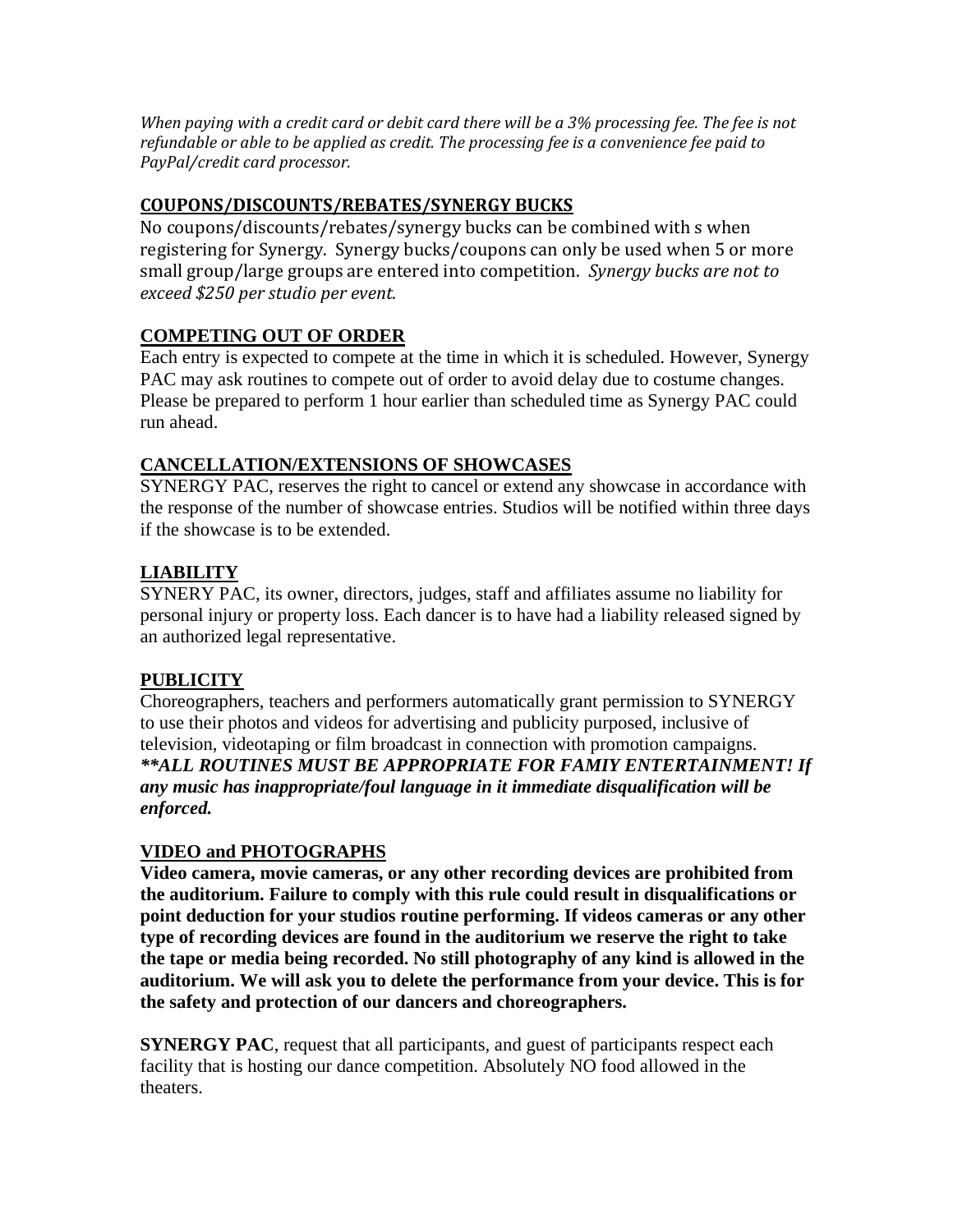*When paying with a credit card or debit card there will be a 3% processing fee. The fee is not refundable or able to be applied as credit. The processing fee is a convenience fee paid to PayPal/credit card processor.*

## COUPONS/DISCOUNTS/REBATES/SYNERGY BUCKS

No coupons/discounts/rebates/synergy bucks can be combined with s when registering for Synergy. Synergy bucks/coupons can only be used when 5 or more small group/large groups are entered into competition. *Synergy bucks are not to exceed $250 per studio per event.*

## COMPETING OUT OF ORDER

Each entry is expected to compete at the time in which it is scheduled. However, Synergy PAC may ask routines to compete out of order to avoid delay due to costume changes. Please be prepared to perform 1 hour earlier than scheduled time as Synergy PAC could run ahead.

## CANCELLATION/EXTENSIONS OF SHOWCASES

SYNERGY PAC, reserves the right to cancel or extend any showcase in accordance with the response of the number of showcase entries. Studios will be notified within three days if the showcase is to be extended.

## LIABILITY

SYNERY PAC, its owner, directors, judges, staff and affiliates assume no liability for personal injury or property loss. Each dancer is to have had a liability released signed by an authorized legal representative.

## PUBLICITY

Choreographers, teachers and performers automatically grant permission to SYNERGY to use their photos and videos for advertising and publicity purposed, inclusive of television, videotaping or film broadcast in connection with promotion campaigns.
***\*\*ALL ROUTINES MUST BE APPROPRIATE FOR FAMIY ENTERTAINMENT! If any music has inappropriate/foul language in it immediate disqualification will be enforced.***

## VIDEO and PHOTOGRAPHS

**Video camera, movie cameras, or any other recording devices are prohibited from the auditorium. Failure to comply with this rule could result in disqualifications or point deduction for your studios routine performing. If videos cameras or any other type of recording devices are found in the auditorium we reserve the right to take the tape or media being recorded. No still photography of any kind is allowed in the auditorium. We will ask you to delete the performance from your device. This is for the safety and protection of our dancers and choreographers.**

**SYNERGY PAC**, request that all participants, and guest of participants respect each facility that is hosting our dance competition. Absolutely NO food allowed in the theaters.